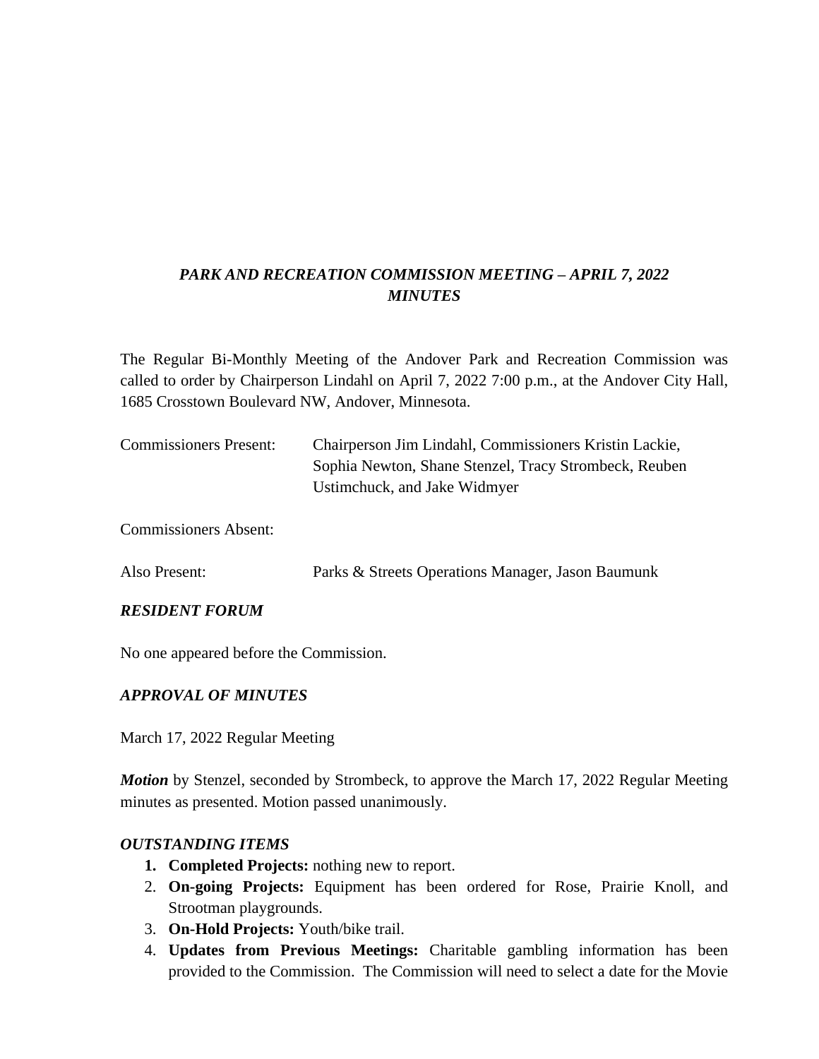***PARK AND RECREATION COMMISSION MEETING – APRIL 7, 2022***
***MINUTES***

The Regular Bi-Monthly Meeting of the Andover Park and Recreation Commission was called to order by Chairperson Lindahl on April 7, 2022 7:00 p.m., at the Andover City Hall, 1685 Crosstown Boulevard NW, Andover, Minnesota.

Commissioners Present: Chairperson Jim Lindahl, Commissioners Kristin Lackie, Sophia Newton, Shane Stenzel, Tracy Strombeck, Reuben Ustimchuck, and Jake Widmyer

Commissioners Absent:

Also Present: Parks & Streets Operations Manager, Jason Baumunk

***RESIDENT FORUM***

No one appeared before the Commission.

***APPROVAL OF MINUTES***

March 17, 2022 Regular Meeting

***Motion*** by Stenzel, seconded by Strombeck, to approve the March 17, 2022 Regular Meeting minutes as presented. Motion passed unanimously.

***OUTSTANDING ITEMS***

1. **Completed Projects:** nothing new to report.
2. **On-going Projects:** Equipment has been ordered for Rose, Prairie Knoll, and Strootman playgrounds.
3. **On-Hold Projects:** Youth/bike trail.
4. **Updates from Previous Meetings:** Charitable gambling information has been provided to the Commission. The Commission will need to select a date for the Movie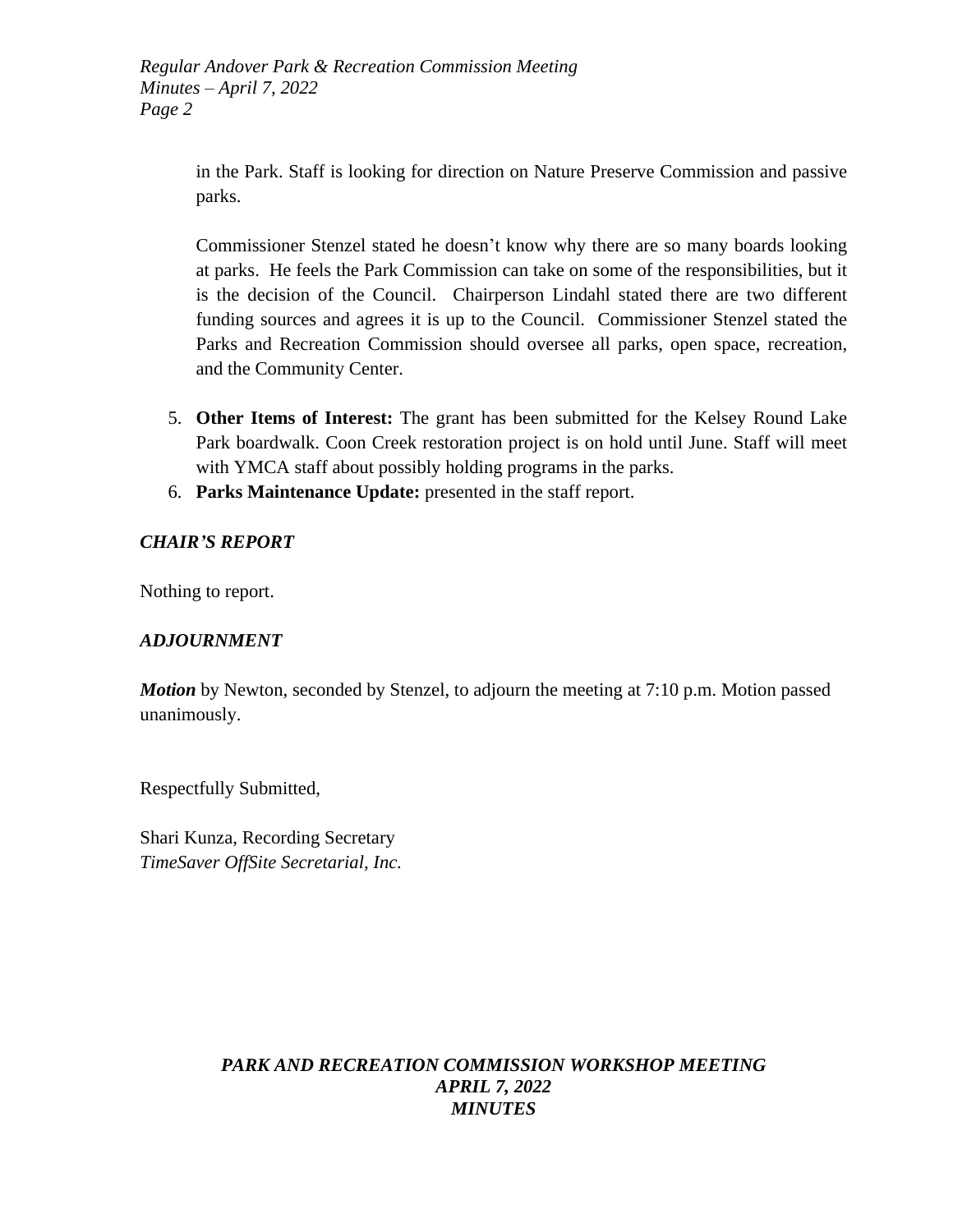in the Park. Staff is looking for direction on Nature Preserve Commission and passive parks.

Commissioner Stenzel stated he doesn't know why there are so many boards looking at parks. He feels the Park Commission can take on some of the responsibilities, but it is the decision of the Council. Chairperson Lindahl stated there are two different funding sources and agrees it is up to the Council. Commissioner Stenzel stated the Parks and Recreation Commission should oversee all parks, open space, recreation, and the Community Center.

5. **Other Items of Interest:** The grant has been submitted for the Kelsey Round Lake Park boardwalk. Coon Creek restoration project is on hold until June. Staff will meet with YMCA staff about possibly holding programs in the parks.
6. **Parks Maintenance Update:** presented in the staff report.

### *CHAIR'S REPORT*

Nothing to report.

### *ADJOURNMENT*

***Motion*** by Newton, seconded by Stenzel, to adjourn the meeting at 7:10 p.m. Motion passed unanimously.

Respectfully Submitted,

Shari Kunza, Recording Secretary
*TimeSaver OffSite Secretarial, Inc.*

## *PARK AND RECREATION COMMISSION WORKSHOP MEETING*
## *APRIL 7, 2022*
## *MINUTES*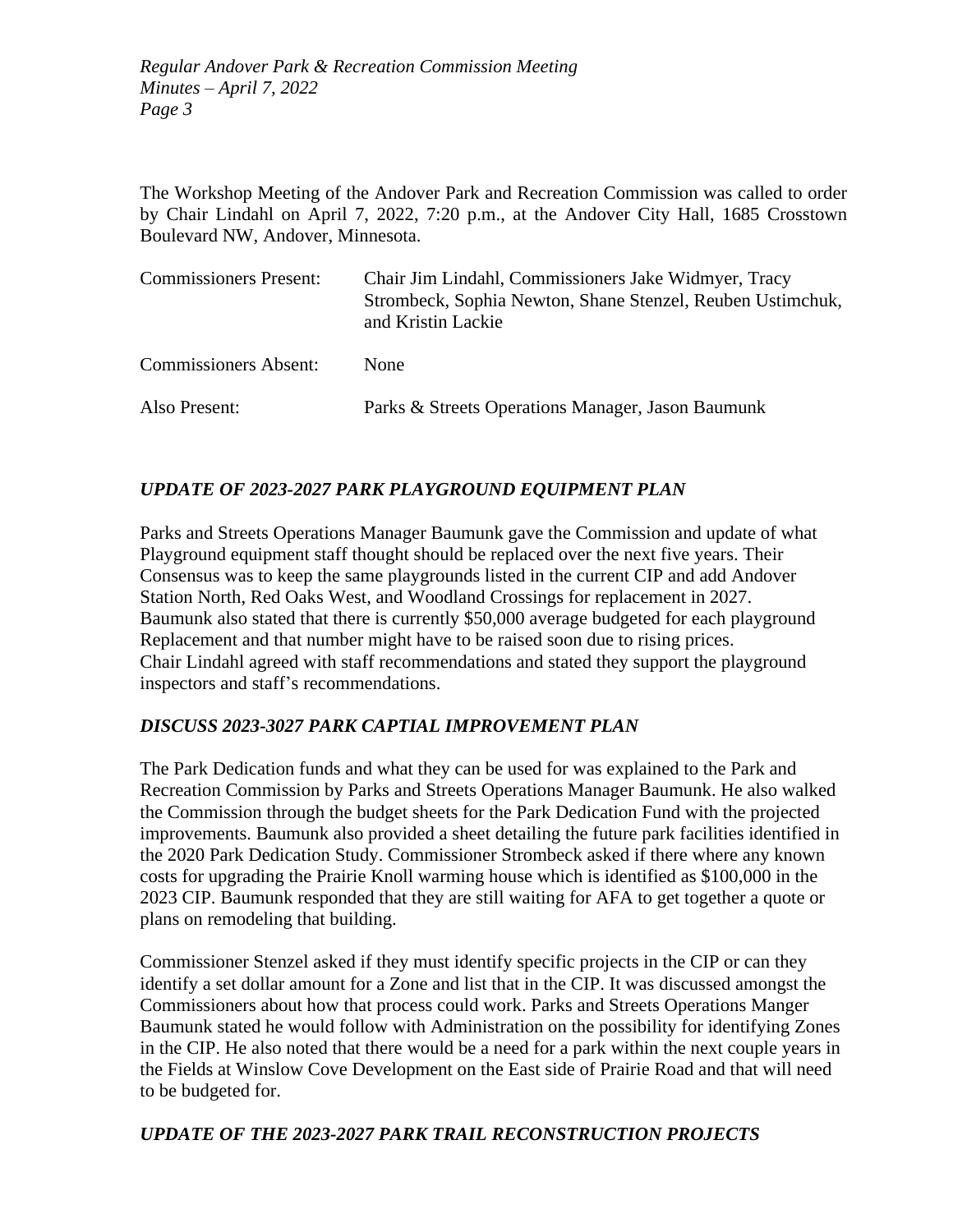The Workshop Meeting of the Andover Park and Recreation Commission was called to order by Chair Lindahl on April 7, 2022, 7:20 p.m., at the Andover City Hall, 1685 Crosstown Boulevard NW, Andover, Minnesota.

| | |
|---|---|
| Commissioners Present: | Chair Jim Lindahl, Commissioners Jake Widmyer, Tracy Strombeck, Sophia Newton, Shane Stenzel, Reuben Ustimchuk, and Kristin Lackie |
| Commissioners Absent: | None |
| Also Present: | Parks & Streets Operations Manager, Jason Baumunk |

### *UPDATE OF 2023-2027 PARK PLAYGROUND EQUIPMENT PLAN*

Parks and Streets Operations Manager Baumunk gave the Commission and update of what Playground equipment staff thought should be replaced over the next five years. Their Consensus was to keep the same playgrounds listed in the current CIP and add Andover Station North, Red Oaks West, and Woodland Crossings for replacement in 2027. Baumunk also stated that there is currently $50,000 average budgeted for each playground Replacement and that number might have to be raised soon due to rising prices. Chair Lindahl agreed with staff recommendations and stated they support the playground inspectors and staff's recommendations.

### *DISCUSS 2023-3027 PARK CAPTIAL IMPROVEMENT PLAN*

The Park Dedication funds and what they can be used for was explained to the Park and Recreation Commission by Parks and Streets Operations Manager Baumunk. He also walked the Commission through the budget sheets for the Park Dedication Fund with the projected improvements. Baumunk also provided a sheet detailing the future park facilities identified in the 2020 Park Dedication Study. Commissioner Strombeck asked if there where any known costs for upgrading the Prairie Knoll warming house which is identified as $100,000 in the 2023 CIP. Baumunk responded that they are still waiting for AFA to get together a quote or plans on remodeling that building.

Commissioner Stenzel asked if they must identify specific projects in the CIP or can they identify a set dollar amount for a Zone and list that in the CIP. It was discussed amongst the Commissioners about how that process could work. Parks and Streets Operations Manger Baumunk stated he would follow with Administration on the possibility for identifying Zones in the CIP. He also noted that there would be a need for a park within the next couple years in the Fields at Winslow Cove Development on the East side of Prairie Road and that will need to be budgeted for.

### *UPDATE OF THE 2023-2027 PARK TRAIL RECONSTRUCTION PROJECTS*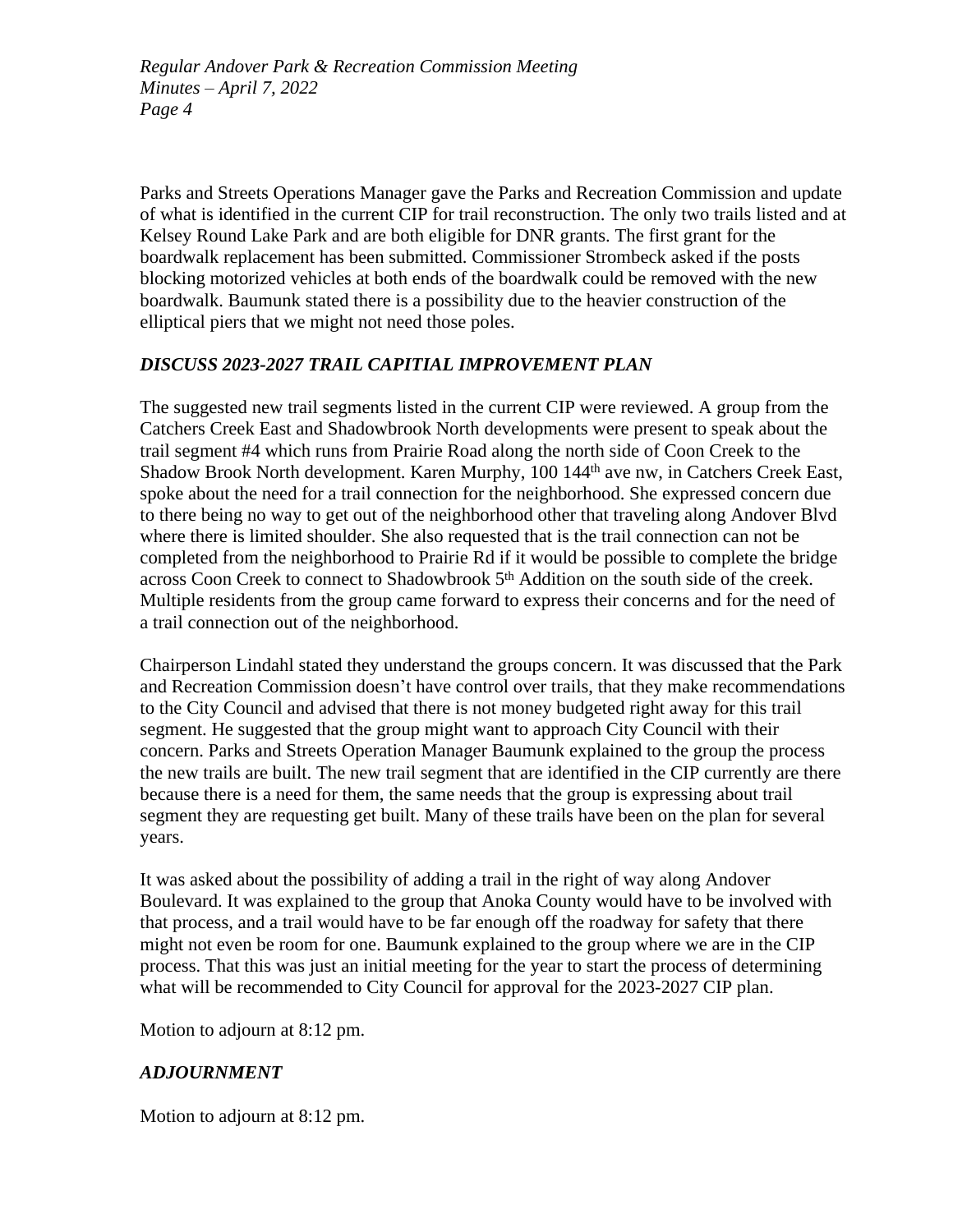Parks and Streets Operations Manager gave the Parks and Recreation Commission and update of what is identified in the current CIP for trail reconstruction. The only two trails listed and at Kelsey Round Lake Park and are both eligible for DNR grants. The first grant for the boardwalk replacement has been submitted. Commissioner Strombeck asked if the posts blocking motorized vehicles at both ends of the boardwalk could be removed with the new boardwalk. Baumunk stated there is a possibility due to the heavier construction of the elliptical piers that we might not need those poles.

### *DISCUSS 2023-2027 TRAIL CAPITIAL IMPROVEMENT PLAN*

The suggested new trail segments listed in the current CIP were reviewed. A group from the Catchers Creek East and Shadowbrook North developments were present to speak about the trail segment #4 which runs from Prairie Road along the north side of Coon Creek to the Shadow Brook North development. Karen Murphy, 100 144th ave nw, in Catchers Creek East, spoke about the need for a trail connection for the neighborhood. She expressed concern due to there being no way to get out of the neighborhood other that traveling along Andover Blvd where there is limited shoulder. She also requested that is the trail connection can not be completed from the neighborhood to Prairie Rd if it would be possible to complete the bridge across Coon Creek to connect to Shadowbrook 5th Addition on the south side of the creek. Multiple residents from the group came forward to express their concerns and for the need of a trail connection out of the neighborhood.

Chairperson Lindahl stated they understand the groups concern. It was discussed that the Park and Recreation Commission doesn't have control over trails, that they make recommendations to the City Council and advised that there is not money budgeted right away for this trail segment. He suggested that the group might want to approach City Council with their concern. Parks and Streets Operation Manager Baumunk explained to the group the process the new trails are built. The new trail segment that are identified in the CIP currently are there because there is a need for them, the same needs that the group is expressing about trail segment they are requesting get built. Many of these trails have been on the plan for several years.

It was asked about the possibility of adding a trail in the right of way along Andover Boulevard. It was explained to the group that Anoka County would have to be involved with that process, and a trail would have to be far enough off the roadway for safety that there might not even be room for one. Baumunk explained to the group where we are in the CIP process. That this was just an initial meeting for the year to start the process of determining what will be recommended to City Council for approval for the 2023-2027 CIP plan.

Motion to adjourn at 8:12 pm.

### *ADJOURNMENT*

Motion to adjourn at 8:12 pm.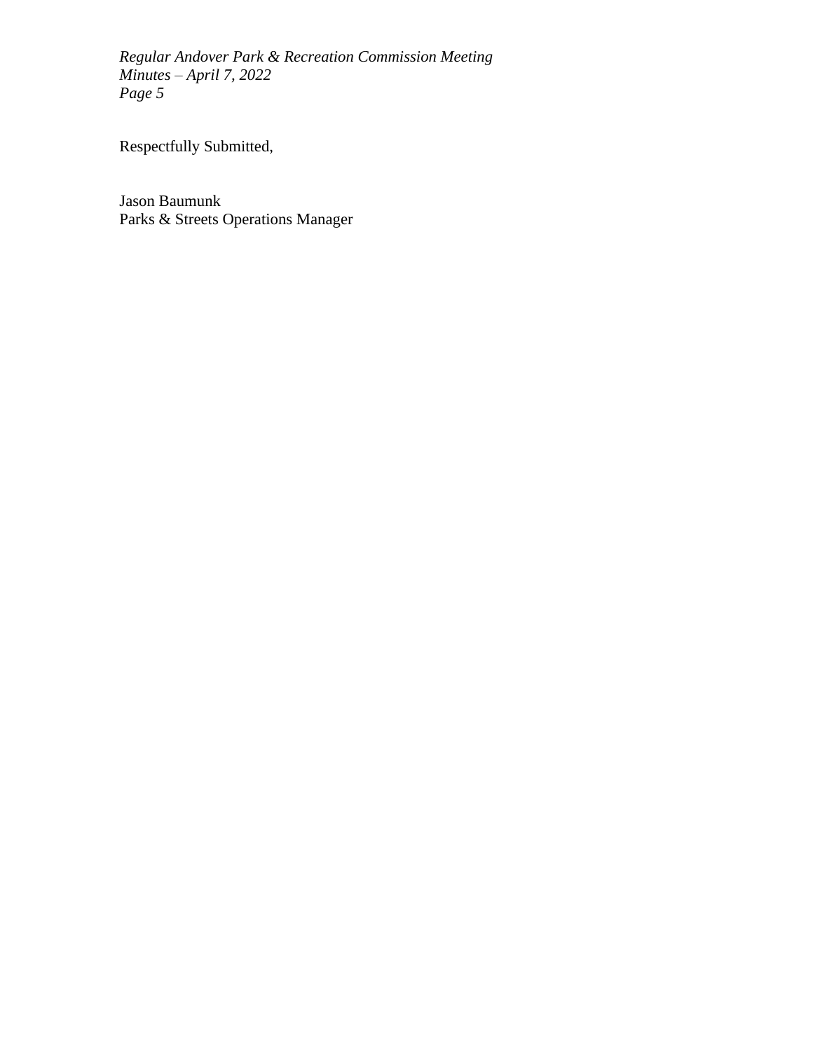Respectfully Submitted,

Jason Baumunk
Parks & Streets Operations Manager